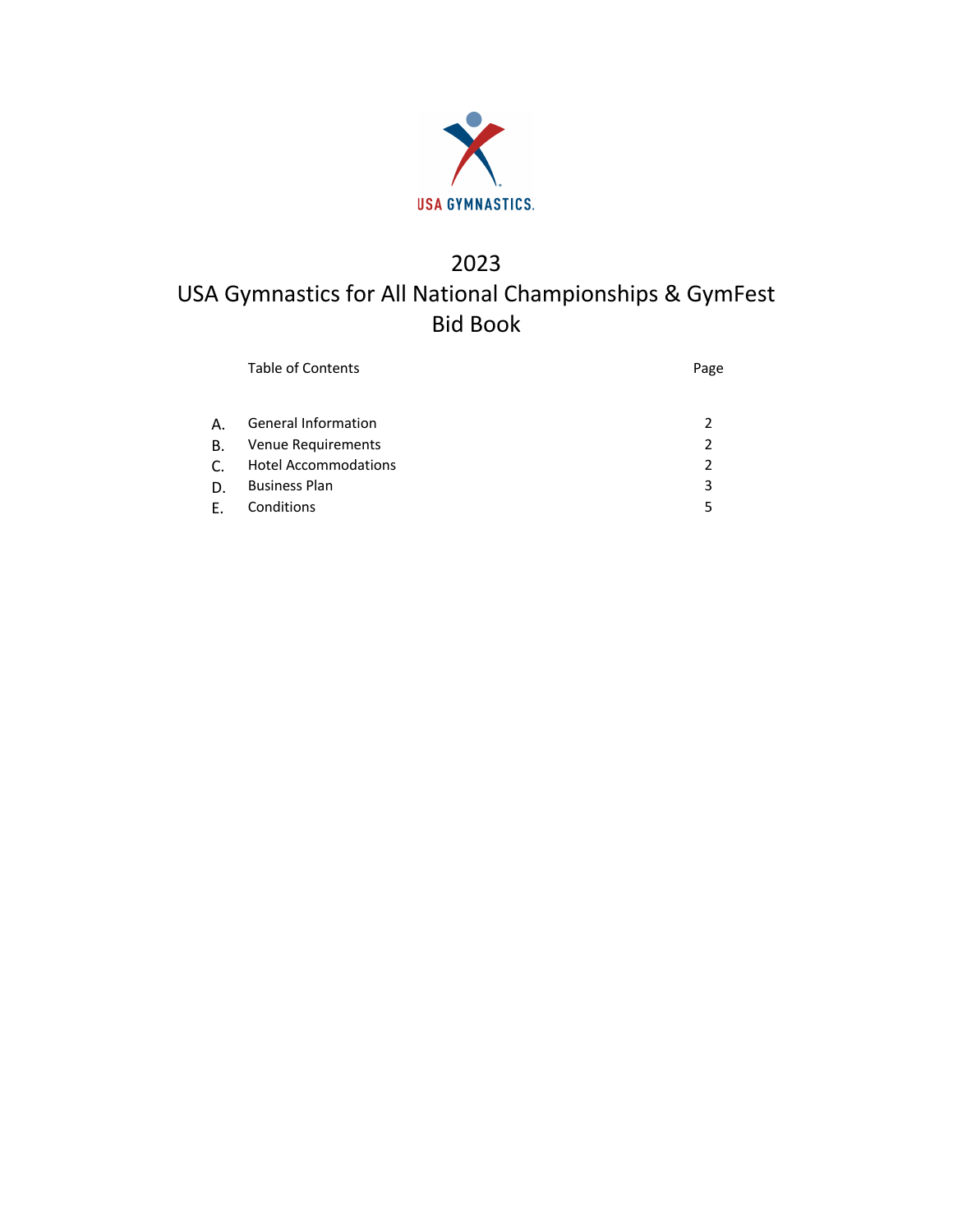USA GYMNASTICS

# 2023
# USA Gymnastics for All National Championships & GymFest
# Bid Book

| | Table of Contents | Page |
|---|---|---|
| A. | General Information | 2 |
| B. | Venue Requirements | 2 |
| C. | Hotel Accommodations | 2 |
| D. | Business Plan | 3 |
| E. | Conditions | 5 |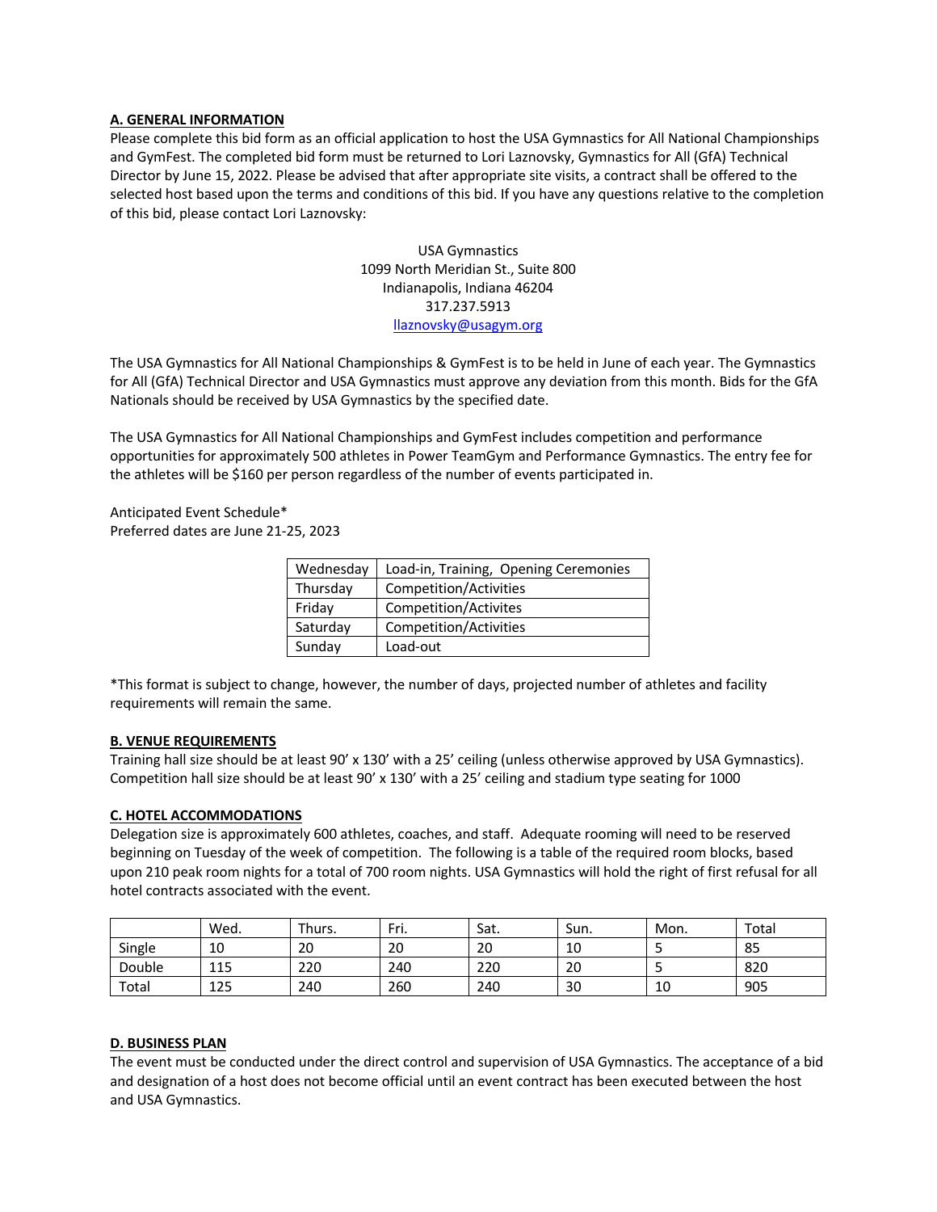## A. GENERAL INFORMATION

Please complete this bid form as an official application to host the USA Gymnastics for All National Championships and GymFest. The completed bid form must be returned to Lori Laznovsky, Gymnastics for All (GfA) Technical Director by June 15, 2022. Please be advised that after appropriate site visits, a contract shall be offered to the selected host based upon the terms and conditions of this bid. If you have any questions relative to the completion of this bid, please contact Lori Laznovsky:

USA Gymnastics
1099 North Meridian St., Suite 800
Indianapolis, Indiana 46204
317.237.5913
llaznovsky@usagym.org

The USA Gymnastics for All National Championships & GymFest is to be held in June of each year. The Gymnastics for All (GfA) Technical Director and USA Gymnastics must approve any deviation from this month. Bids for the GfA Nationals should be received by USA Gymnastics by the specified date.

The USA Gymnastics for All National Championships and GymFest includes competition and performance opportunities for approximately 500 athletes in Power TeamGym and Performance Gymnastics. The entry fee for the athletes will be $160 per person regardless of the number of events participated in.

Anticipated Event Schedule*
Preferred dates are June 21-25, 2023

| | |
|---|---|
| Wednesday | Load-in, Training, Opening Ceremonies |
| Thursday | Competition/Activities |
| Friday | Competition/Activites |
| Saturday | Competition/Activities |
| Sunday | Load-out |

*This format is subject to change, however, the number of days, projected number of athletes and facility requirements will remain the same.

## B. VENUE REQUIREMENTS

Training hall size should be at least 90' x 130' with a 25' ceiling (unless otherwise approved by USA Gymnastics). Competition hall size should be at least 90' x 130' with a 25' ceiling and stadium type seating for 1000

## C. HOTEL ACCOMMODATIONS

Delegation size is approximately 600 athletes, coaches, and staff. Adequate rooming will need to be reserved beginning on Tuesday of the week of competition. The following is a table of the required room blocks, based upon 210 peak room nights for a total of 700 room nights. USA Gymnastics will hold the right of first refusal for all hotel contracts associated with the event.

| | Wed. | Thurs. | Fri. | Sat. | Sun. | Mon. | Total |
|---|---|---|---|---|---|---|---|
| Single | 10 | 20 | 20 | 20 | 10 | 5 | 85 |
| Double | 115 | 220 | 240 | 220 | 20 | 5 | 820 |
| Total | 125 | 240 | 260 | 240 | 30 | 10 | 905 |

## D. BUSINESS PLAN

The event must be conducted under the direct control and supervision of USA Gymnastics. The acceptance of a bid and designation of a host does not become official until an event contract has been executed between the host and USA Gymnastics.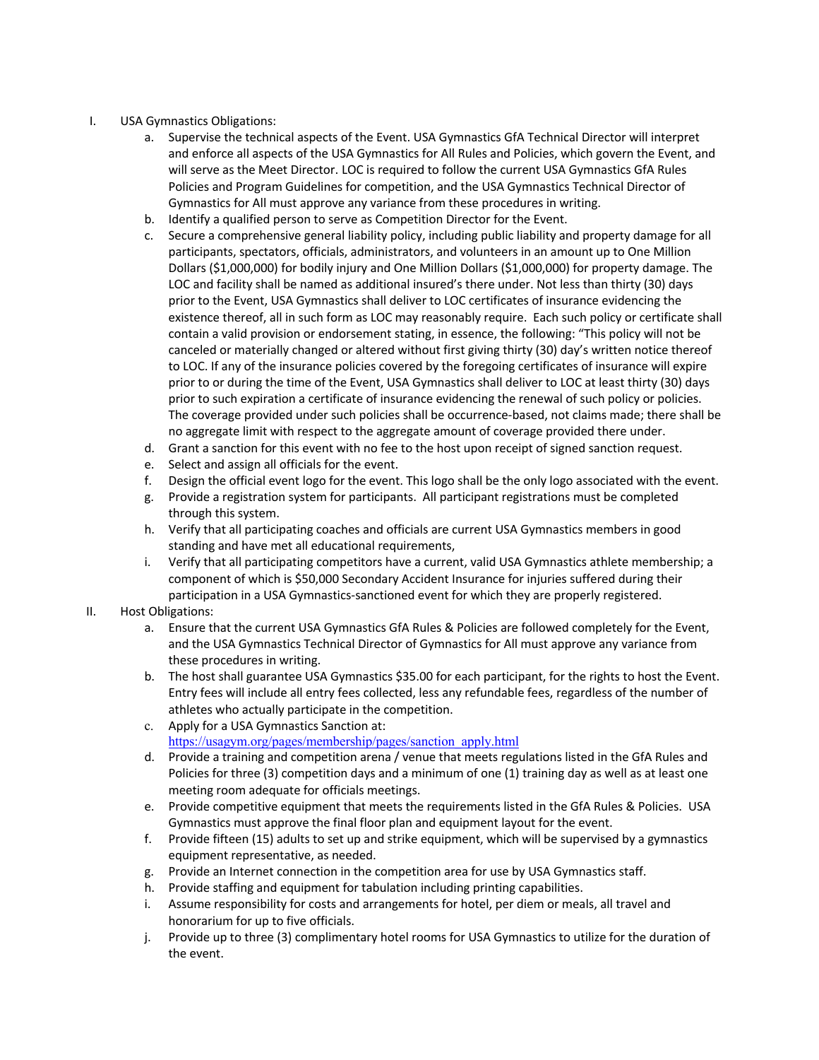I. USA Gymnastics Obligations:
   a. Supervise the technical aspects of the Event. USA Gymnastics GfA Technical Director will interpret and enforce all aspects of the USA Gymnastics for All Rules and Policies, which govern the Event, and will serve as the Meet Director. LOC is required to follow the current USA Gymnastics GfA Rules Policies and Program Guidelines for competition, and the USA Gymnastics Technical Director of Gymnastics for All must approve any variance from these procedures in writing.
   b. Identify a qualified person to serve as Competition Director for the Event.
   c. Secure a comprehensive general liability policy, including public liability and property damage for all participants, spectators, officials, administrators, and volunteers in an amount up to One Million Dollars ($1,000,000) for bodily injury and One Million Dollars ($1,000,000) for property damage. The LOC and facility shall be named as additional insured's there under. Not less than thirty (30) days prior to the Event, USA Gymnastics shall deliver to LOC certificates of insurance evidencing the existence thereof, all in such form as LOC may reasonably require. Each such policy or certificate shall contain a valid provision or endorsement stating, in essence, the following: "This policy will not be canceled or materially changed or altered without first giving thirty (30) day's written notice thereof to LOC. If any of the insurance policies covered by the foregoing certificates of insurance will expire prior to or during the time of the Event, USA Gymnastics shall deliver to LOC at least thirty (30) days prior to such expiration a certificate of insurance evidencing the renewal of such policy or policies. The coverage provided under such policies shall be occurrence-based, not claims made; there shall be no aggregate limit with respect to the aggregate amount of coverage provided there under.
   d. Grant a sanction for this event with no fee to the host upon receipt of signed sanction request.
   e. Select and assign all officials for the event.
   f. Design the official event logo for the event. This logo shall be the only logo associated with the event.
   g. Provide a registration system for participants. All participant registrations must be completed through this system.
   h. Verify that all participating coaches and officials are current USA Gymnastics members in good standing and have met all educational requirements,
   i. Verify that all participating competitors have a current, valid USA Gymnastics athlete membership; a component of which is $50,000 Secondary Accident Insurance for injuries suffered during their participation in a USA Gymnastics-sanctioned event for which they are properly registered.

II. Host Obligations:
   a. Ensure that the current USA Gymnastics GfA Rules & Policies are followed completely for the Event, and the USA Gymnastics Technical Director of Gymnastics for All must approve any variance from these procedures in writing.
   b. The host shall guarantee USA Gymnastics $35.00 for each participant, for the rights to host the Event. Entry fees will include all entry fees collected, less any refundable fees, regardless of the number of athletes who actually participate in the competition.
   c. Apply for a USA Gymnastics Sanction at: https://usagym.org/pages/membership/pages/sanction_apply.html
   d. Provide a training and competition arena / venue that meets regulations listed in the GfA Rules and Policies for three (3) competition days and a minimum of one (1) training day as well as at least one meeting room adequate for officials meetings.
   e. Provide competitive equipment that meets the requirements listed in the GfA Rules & Policies. USA Gymnastics must approve the final floor plan and equipment layout for the event.
   f. Provide fifteen (15) adults to set up and strike equipment, which will be supervised by a gymnastics equipment representative, as needed.
   g. Provide an Internet connection in the competition area for use by USA Gymnastics staff.
   h. Provide staffing and equipment for tabulation including printing capabilities.
   i. Assume responsibility for costs and arrangements for hotel, per diem or meals, all travel and honorarium for up to five officials.
   j. Provide up to three (3) complimentary hotel rooms for USA Gymnastics to utilize for the duration of the event.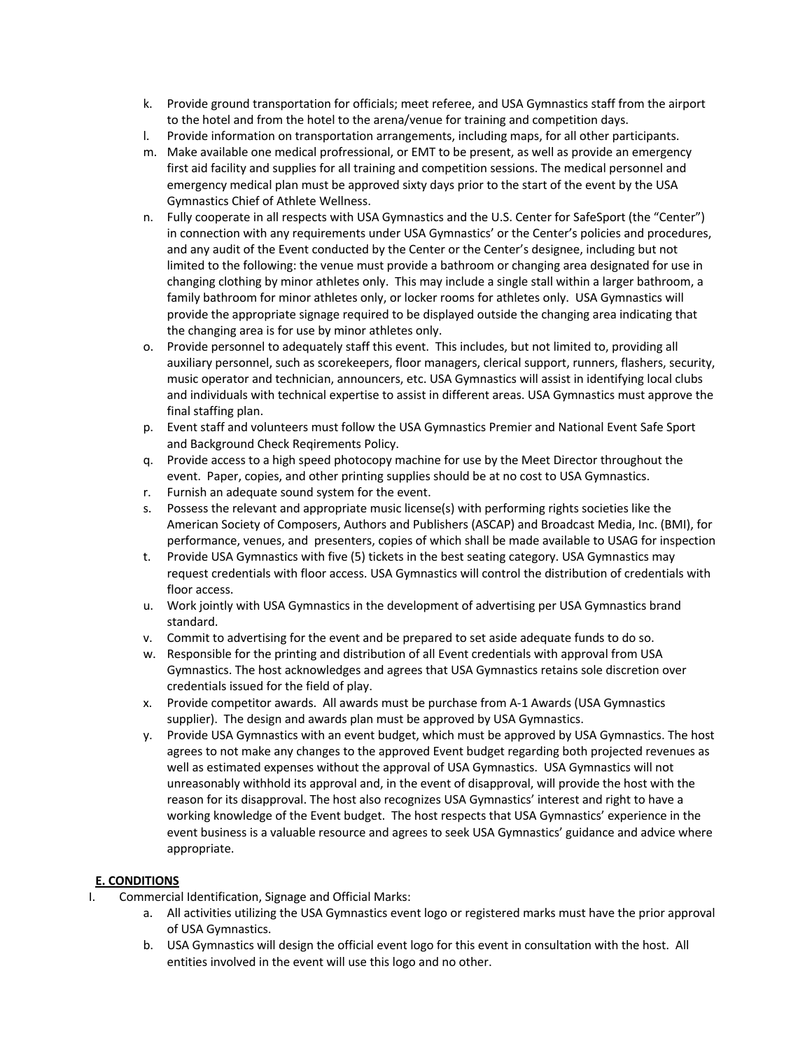k. Provide ground transportation for officials; meet referee, and USA Gymnastics staff from the airport to the hotel and from the hotel to the arena/venue for training and competition days.
l. Provide information on transportation arrangements, including maps, for all other participants.
m. Make available one medical profressional, or EMT to be present, as well as provide an emergency first aid facility and supplies for all training and competition sessions. The medical personnel and emergency medical plan must be approved sixty days prior to the start of the event by the USA Gymnastics Chief of Athlete Wellness.
n. Fully cooperate in all respects with USA Gymnastics and the U.S. Center for SafeSport (the "Center") in connection with any requirements under USA Gymnastics' or the Center's policies and procedures, and any audit of the Event conducted by the Center or the Center's designee, including but not limited to the following: the venue must provide a bathroom or changing area designated for use in changing clothing by minor athletes only. This may include a single stall within a larger bathroom, a family bathroom for minor athletes only, or locker rooms for athletes only. USA Gymnastics will provide the appropriate signage required to be displayed outside the changing area indicating that the changing area is for use by minor athletes only.
o. Provide personnel to adequately staff this event. This includes, but not limited to, providing all auxiliary personnel, such as scorekeepers, floor managers, clerical support, runners, flashers, security, music operator and technician, announcers, etc. USA Gymnastics will assist in identifying local clubs and individuals with technical expertise to assist in different areas. USA Gymnastics must approve the final staffing plan.
p. Event staff and volunteers must follow the USA Gymnastics Premier and National Event Safe Sport and Background Check Reqirements Policy.
q. Provide access to a high speed photocopy machine for use by the Meet Director throughout the event. Paper, copies, and other printing supplies should be at no cost to USA Gymnastics.
r. Furnish an adequate sound system for the event.
s. Possess the relevant and appropriate music license(s) with performing rights societies like the American Society of Composers, Authors and Publishers (ASCAP) and Broadcast Media, Inc. (BMI), for performance, venues, and presenters, copies of which shall be made available to USAG for inspection
t. Provide USA Gymnastics with five (5) tickets in the best seating category. USA Gymnastics may request credentials with floor access. USA Gymnastics will control the distribution of credentials with floor access.
u. Work jointly with USA Gymnastics in the development of advertising per USA Gymnastics brand standard.
v. Commit to advertising for the event and be prepared to set aside adequate funds to do so.
w. Responsible for the printing and distribution of all Event credentials with approval from USA Gymnastics. The host acknowledges and agrees that USA Gymnastics retains sole discretion over credentials issued for the field of play.
x. Provide competitor awards. All awards must be purchase from A-1 Awards (USA Gymnastics supplier). The design and awards plan must be approved by USA Gymnastics.
y. Provide USA Gymnastics with an event budget, which must be approved by USA Gymnastics. The host agrees to not make any changes to the approved Event budget regarding both projected revenues as well as estimated expenses without the approval of USA Gymnastics. USA Gymnastics will not unreasonably withhold its approval and, in the event of disapproval, will provide the host with the reason for its disapproval. The host also recognizes USA Gymnastics' interest and right to have a working knowledge of the Event budget. The host respects that USA Gymnastics' experience in the event business is a valuable resource and agrees to seek USA Gymnastics' guidance and advice where appropriate.

## **E. CONDITIONS**

I. Commercial Identification, Signage and Official Marks:
   a. All activities utilizing the USA Gymnastics event logo or registered marks must have the prior approval of USA Gymnastics.
   b. USA Gymnastics will design the official event logo for this event in consultation with the host. All entities involved in the event will use this logo and no other.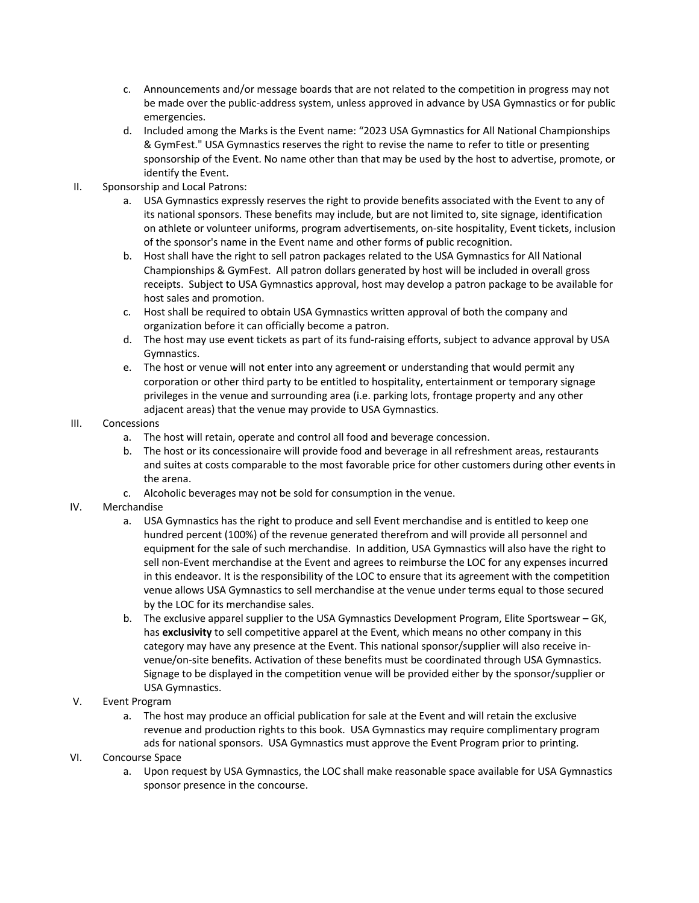c. Announcements and/or message boards that are not related to the competition in progress may not be made over the public-address system, unless approved in advance by USA Gymnastics or for public emergencies.

d. Included among the Marks is the Event name: "2023 USA Gymnastics for All National Championships & GymFest." USA Gymnastics reserves the right to revise the name to refer to title or presenting sponsorship of the Event. No name other than that may be used by the host to advertise, promote, or identify the Event.

II. Sponsorship and Local Patrons:

a. USA Gymnastics expressly reserves the right to provide benefits associated with the Event to any of its national sponsors. These benefits may include, but are not limited to, site signage, identification on athlete or volunteer uniforms, program advertisements, on-site hospitality, Event tickets, inclusion of the sponsor's name in the Event name and other forms of public recognition.

b. Host shall have the right to sell patron packages related to the USA Gymnastics for All National Championships & GymFest. All patron dollars generated by host will be included in overall gross receipts. Subject to USA Gymnastics approval, host may develop a patron package to be available for host sales and promotion.

c. Host shall be required to obtain USA Gymnastics written approval of both the company and organization before it can officially become a patron.

d. The host may use event tickets as part of its fund-raising efforts, subject to advance approval by USA Gymnastics.

e. The host or venue will not enter into any agreement or understanding that would permit any corporation or other third party to be entitled to hospitality, entertainment or temporary signage privileges in the venue and surrounding area (i.e. parking lots, frontage property and any other adjacent areas) that the venue may provide to USA Gymnastics.

III. Concessions

a. The host will retain, operate and control all food and beverage concession.

b. The host or its concessionaire will provide food and beverage in all refreshment areas, restaurants and suites at costs comparable to the most favorable price for other customers during other events in the arena.

c. Alcoholic beverages may not be sold for consumption in the venue.

IV. Merchandise

a. USA Gymnastics has the right to produce and sell Event merchandise and is entitled to keep one hundred percent (100%) of the revenue generated therefrom and will provide all personnel and equipment for the sale of such merchandise. In addition, USA Gymnastics will also have the right to sell non-Event merchandise at the Event and agrees to reimburse the LOC for any expenses incurred in this endeavor. It is the responsibility of the LOC to ensure that its agreement with the competition venue allows USA Gymnastics to sell merchandise at the venue under terms equal to those secured by the LOC for its merchandise sales.

b. The exclusive apparel supplier to the USA Gymnastics Development Program, Elite Sportswear – GK, has **exclusivity** to sell competitive apparel at the Event, which means no other company in this category may have any presence at the Event. This national sponsor/supplier will also receive in-venue/on-site benefits. Activation of these benefits must be coordinated through USA Gymnastics. Signage to be displayed in the competition venue will be provided either by the sponsor/supplier or USA Gymnastics.

V. Event Program

a. The host may produce an official publication for sale at the Event and will retain the exclusive revenue and production rights to this book. USA Gymnastics may require complimentary program ads for national sponsors. USA Gymnastics must approve the Event Program prior to printing.

VI. Concourse Space

a. Upon request by USA Gymnastics, the LOC shall make reasonable space available for USA Gymnastics sponsor presence in the concourse.